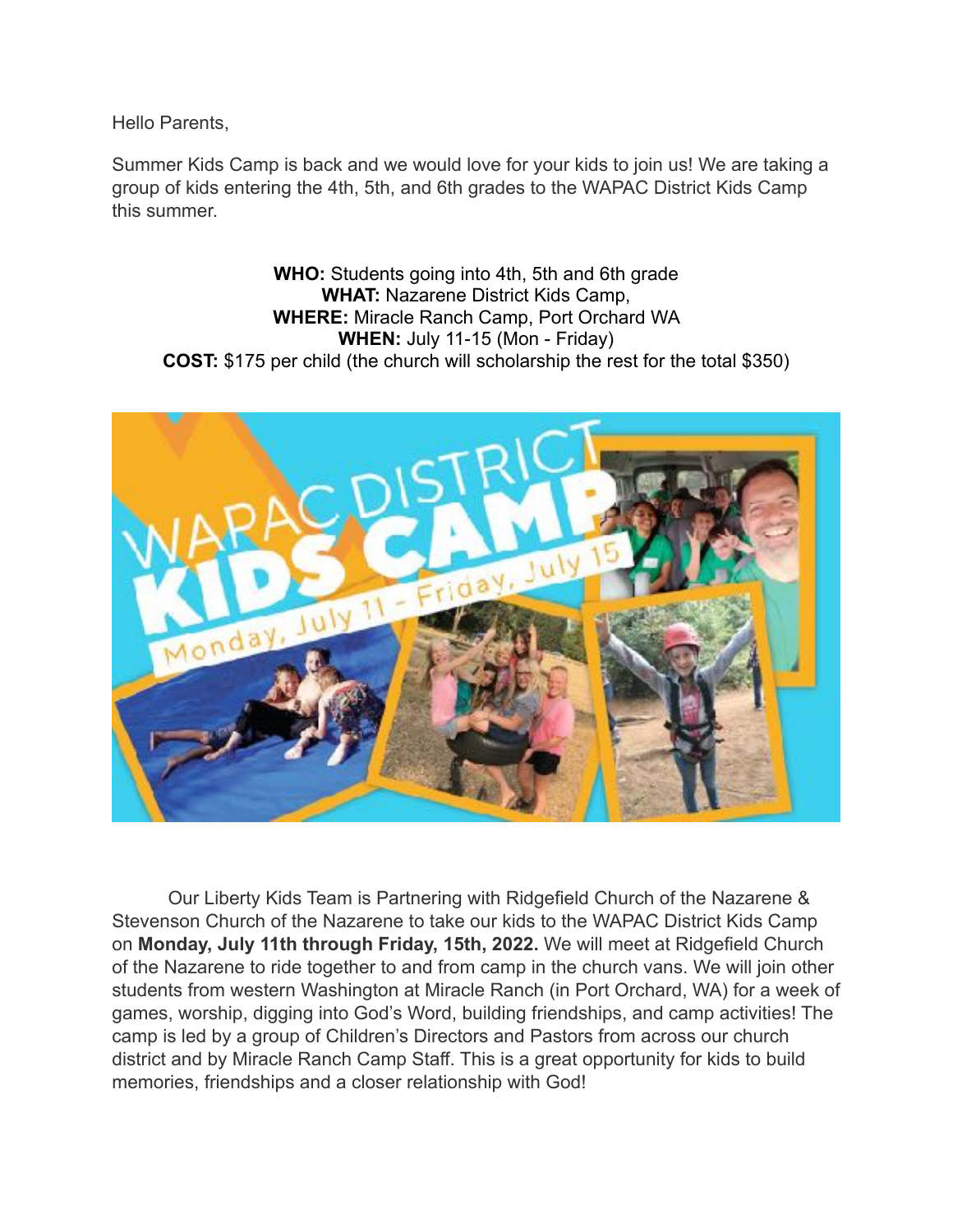Hello Parents,

Summer Kids Camp is back and we would love for your kids to join us! We are taking a group of kids entering the 4th, 5th, and 6th grades to the WAPAC District Kids Camp this summer.

**WHO:** Students going into 4th, 5th and 6th grade
**WHAT:** Nazarene District Kids Camp,
**WHERE:** Miracle Ranch Camp, Port Orchard WA
**WHEN:** July 11-15 (Mon - Friday)
**COST:** $175 per child (the church will scholarship the rest for the total $350)

Our Liberty Kids Team is Partnering with Ridgefield Church of the Nazarene & Stevenson Church of the Nazarene to take our kids to the WAPAC District Kids Camp on **Monday, July 11th through Friday, 15th, 2022.** We will meet at Ridgefield Church of the Nazarene to ride together to and from camp in the church vans. We will join other students from western Washington at Miracle Ranch (in Port Orchard, WA) for a week of games, worship, digging into God's Word, building friendships, and camp activities! The camp is led by a group of Children's Directors and Pastors from across our church district and by Miracle Ranch Camp Staff. This is a great opportunity for kids to build memories, friendships and a closer relationship with God!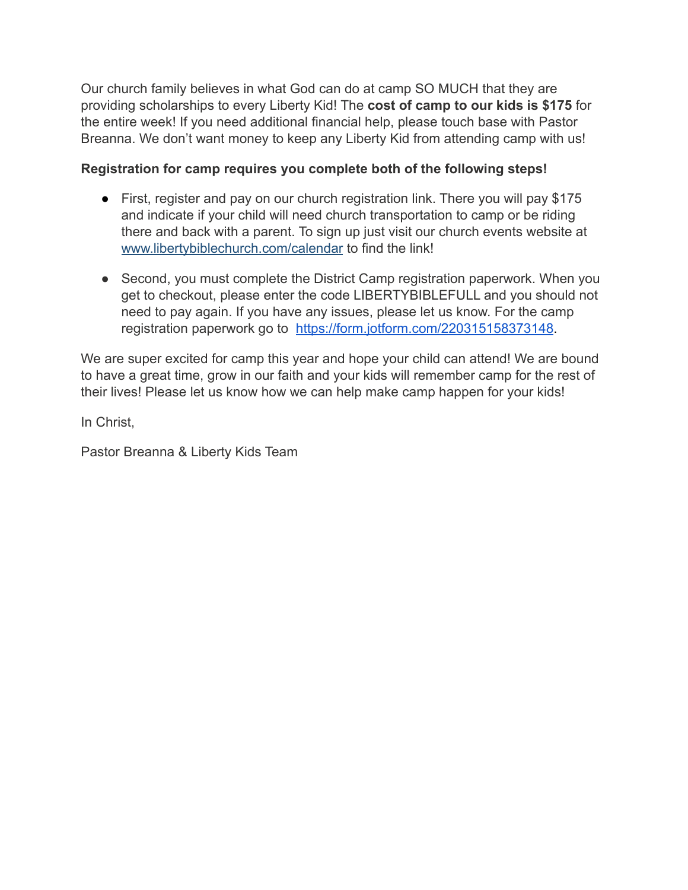Our church family believes in what God can do at camp SO MUCH that they are providing scholarships to every Liberty Kid! The **cost of camp to our kids is $175** for the entire week! If you need additional financial help, please touch base with Pastor Breanna. We don't want money to keep any Liberty Kid from attending camp with us!

**Registration for camp requires you complete both of the following steps!**

- First, register and pay on our church registration link. There you will pay $175 and indicate if your child will need church transportation to camp or be riding there and back with a parent. To sign up just visit our church events website at [www.libertybiblechurch.com/calendar](www.libertybiblechurch.com/calendar) to find the link!

- Second, you must complete the District Camp registration paperwork. When you get to checkout, please enter the code LIBERTYBIBLEFULL and you should not need to pay again. If you have any issues, please let us know. For the camp registration paperwork go to [https://form.jotform.com/220315158373148](https://form.jotform.com/220315158373148).

We are super excited for camp this year and hope your child can attend! We are bound to have a great time, grow in our faith and your kids will remember camp for the rest of their lives! Please let us know how we can help make camp happen for your kids!

In Christ,

Pastor Breanna & Liberty Kids Team